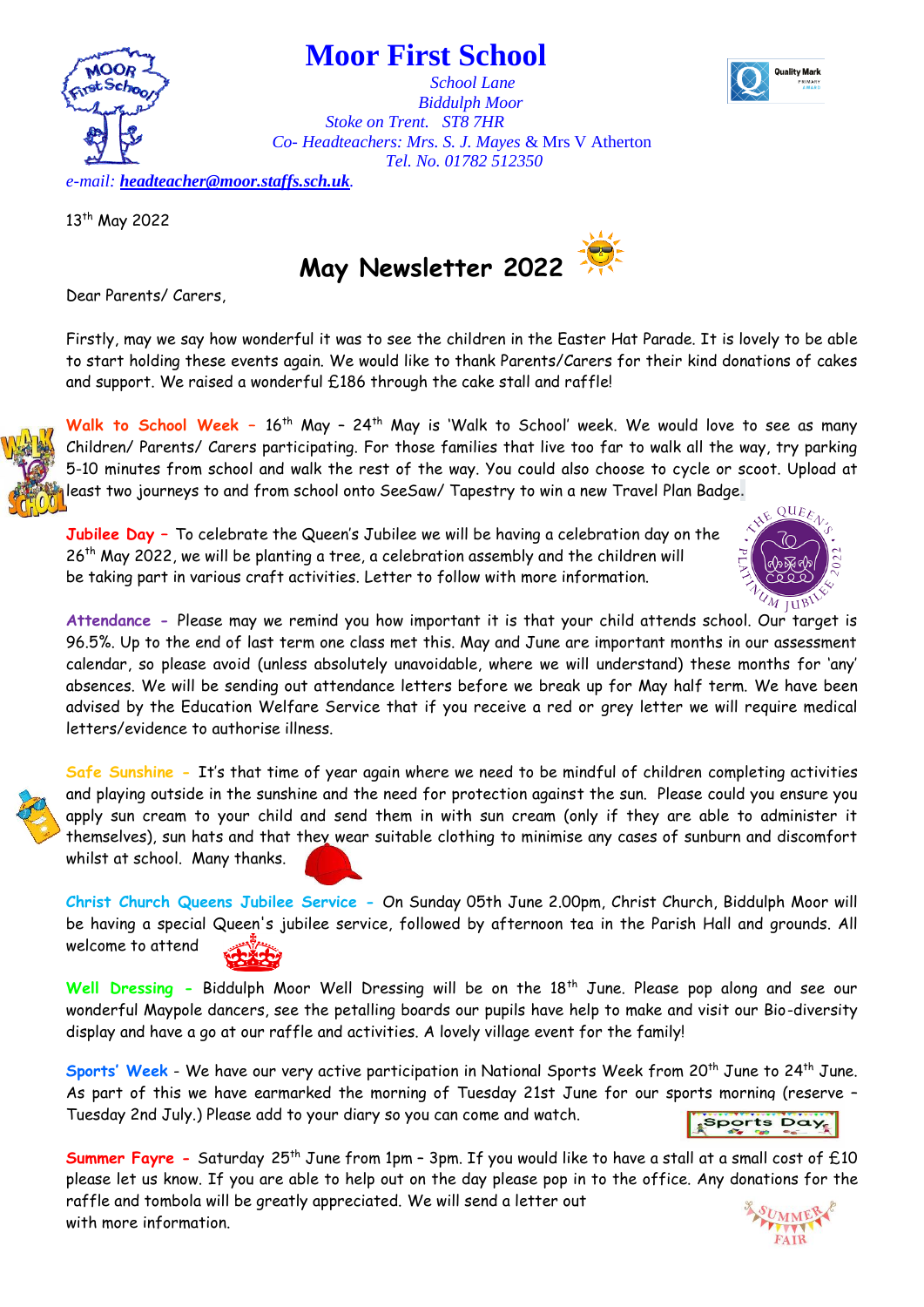# Moor First School

*School Lane*
*Biddulph Moor*
*Stoke on Trent. ST8 7HR*
*Co- Headteachers: Mrs. S. J. Mayes* & Mrs V Atherton
*Tel. No. 01782 512350*

*e-mail:* ***headteacher@moor.staffs.sch.uk***.

13th May 2022

## May Newsletter 2022

Dear Parents/ Carers,

Firstly, may we say how wonderful it was to see the children in the Easter Hat Parade. It is lovely to be able to start holding these events again. We would like to thank Parents/Carers for their kind donations of cakes and support. We raised a wonderful £186 through the cake stall and raffle!

**Walk to School Week –** 16th May – 24th May is 'Walk to School' week. We would love to see as many Children/ Parents/ Carers participating. For those families that live too far to walk all the way, try parking 5-10 minutes from school and walk the rest of the way. You could also choose to cycle or scoot. Upload at least two journeys to and from school onto SeeSaw/ Tapestry to win a new Travel Plan Badge.

**Jubilee Day –** To celebrate the Queen's Jubilee we will be having a celebration day on the 26th May 2022, we will be planting a tree, a celebration assembly and the children will be taking part in various craft activities. Letter to follow with more information.

**Attendance -** Please may we remind you how important it is that your child attends school. Our target is 96.5%. Up to the end of last term one class met this. May and June are important months in our assessment calendar, so please avoid (unless absolutely unavoidable, where we will understand) these months for 'any' absences. We will be sending out attendance letters before we break up for May half term. We have been advised by the Education Welfare Service that if you receive a red or grey letter we will require medical letters/evidence to authorise illness.

**Safe Sunshine -** It's that time of year again where we need to be mindful of children completing activities and playing outside in the sunshine and the need for protection against the sun. Please could you ensure you apply sun cream to your child and send them in with sun cream (only if they are able to administer it themselves), sun hats and that they wear suitable clothing to minimise any cases of sunburn and discomfort whilst at school. Many thanks.

**Christ Church Queens Jubilee Service -** On Sunday 05th June 2.00pm, Christ Church, Biddulph Moor will be having a special Queen's jubilee service, followed by afternoon tea in the Parish Hall and grounds. All welcome to attend

**Well Dressing -** Biddulph Moor Well Dressing will be on the 18th June. Please pop along and see our wonderful Maypole dancers, see the petalling boards our pupils have help to make and visit our Bio-diversity display and have a go at our raffle and activities. A lovely village event for the family!

**Sports' Week** - We have our very active participation in National Sports Week from 20th June to 24th June. As part of this we have earmarked the morning of Tuesday 21st June for our sports morning (reserve – Tuesday 2nd July.) Please add to your diary so you can come and watch.

**Summer Fayre -** Saturday 25th June from 1pm – 3pm. If you would like to have a stall at a small cost of £10 please let us know. If you are able to help out on the day please pop in to the office. Any donations for the raffle and tombola will be greatly appreciated. We will send a letter out with more information.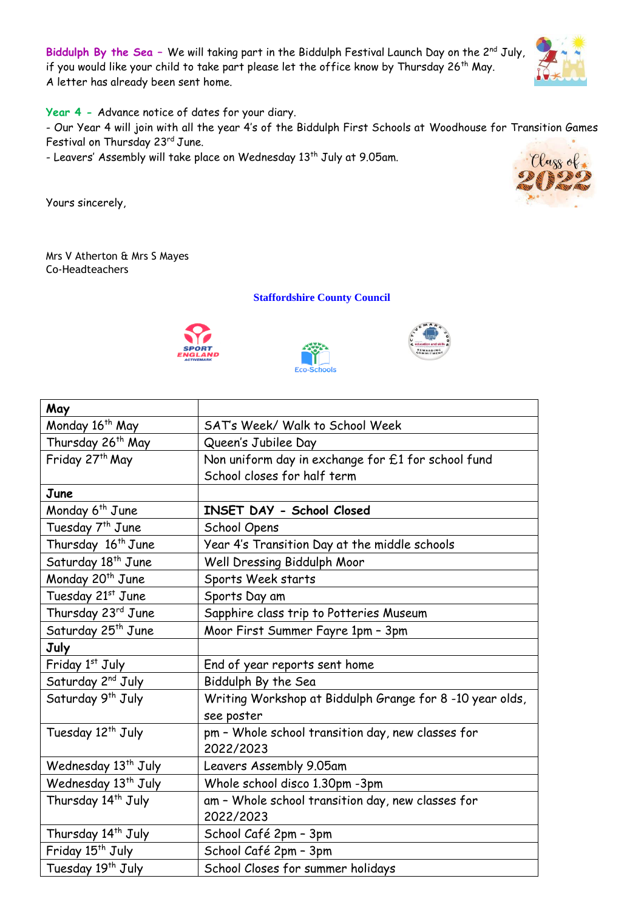**Biddulph By the Sea** – We will taking part in the Biddulph Festival Launch Day on the 2nd July, if you would like your child to take part please let the office know by Thursday 26th May.
A letter has already been sent home.

**Year 4** - Advance notice of dates for your diary.

- Our Year 4 will join with all the year 4's of the Biddulph First Schools at Woodhouse for Transition Games Festival on Thursday 23rd June.
- Leavers' Assembly will take place on Wednesday 13th July at 9.05am.

Yours sincerely,

Mrs V Atherton & Mrs S Mayes
Co-Headteachers

**Staffordshire County Council**

| **May** | |
|---|---|
| Monday 16th May | SAT's Week/ Walk to School Week |
| Thursday 26th May | Queen's Jubilee Day |
| Friday 27th May | Non uniform day in exchange for £1 for school fund<br>School closes for half term |
| **June** | |
| Monday 6th June | **INSET DAY - School Closed** |
| Tuesday 7th June | School Opens |
| Thursday 16th June | Year 4's Transition Day at the middle schools |
| Saturday 18th June | Well Dressing Biddulph Moor |
| Monday 20th June | Sports Week starts |
| Tuesday 21st June | Sports Day am |
| Thursday 23rd June | Sapphire class trip to Potteries Museum |
| Saturday 25th June | Moor First Summer Fayre 1pm – 3pm |
| **July** | |
| Friday 1st July | End of year reports sent home |
| Saturday 2nd July | Biddulph By the Sea |
| Saturday 9th July | Writing Workshop at Biddulph Grange for 8 -10 year olds, see poster |
| Tuesday 12th July | pm – Whole school transition day, new classes for 2022/2023 |
| Wednesday 13th July | Leavers Assembly 9.05am |
| Wednesday 13th July | Whole school disco 1.30pm -3pm |
| Thursday 14th July | am – Whole school transition day, new classes for 2022/2023 |
| Thursday 14th July | School Café 2pm – 3pm |
| Friday 15th July | School Café 2pm – 3pm |
| Tuesday 19th July | School Closes for summer holidays |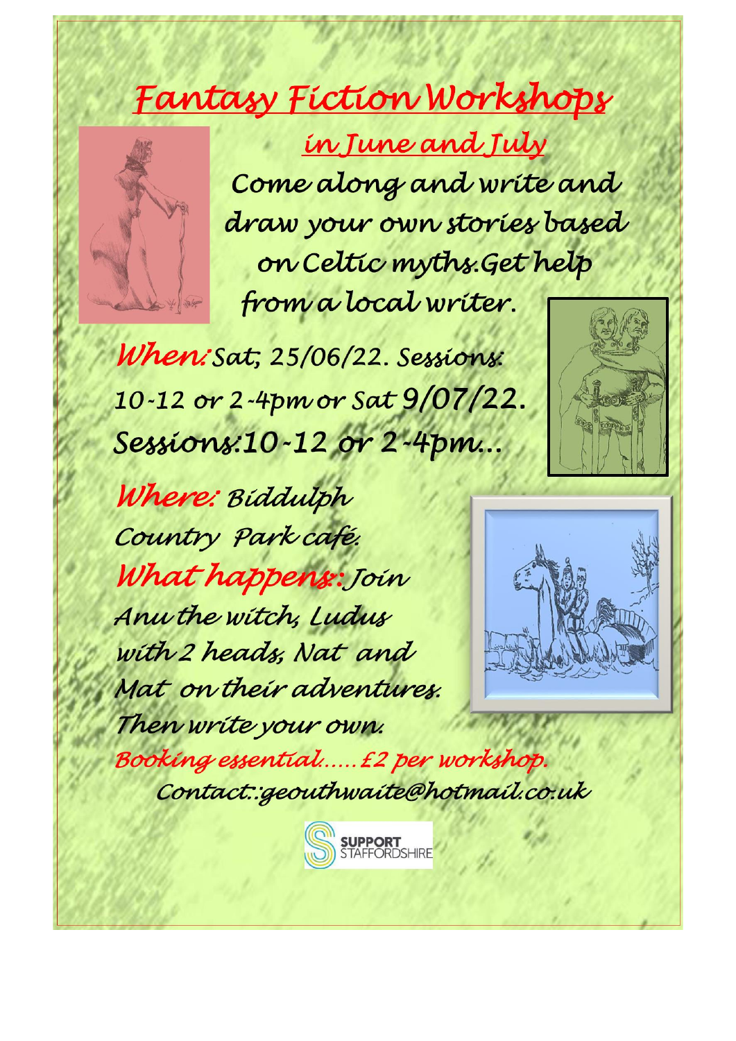# Fantasy Fiction Workshops

## in June and July

Come along and write and draw your own stories based on Celtic myths.Get help from a local writer.

**When:** Sat; 25/06/22. Sessions: 10-12 or 2-4pm or Sat 9/07/22. Sessions:10-12 or 2-4pm...

**Where:** Biddulph Country Park café.

**What happens:**: Join Anu the witch, Ludus with 2 heads, Nat and Mat on their adventures. Then write your own.

**Booking essential.....£2 per workshop.**

Contact::geouthwaite@hotmail.co.uk

SUPPORT STAFFORDSHIRE